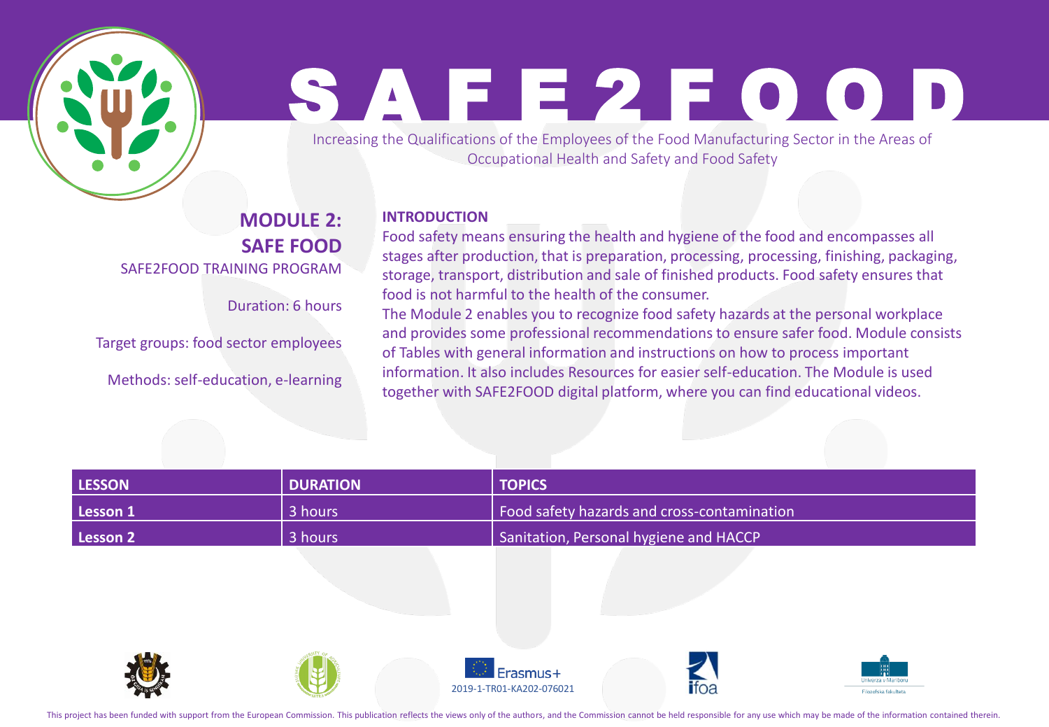# SAFE2FOOD

Increasing the Qualifications of the Employees of the Food Manufacturing Sector in the Areas of Occupational Health and Safety and Food Safety

## MODULE 2: SAFE FOOD

SAFE2FOOD TRAINING PROGRAM

Duration: 6 hours

Target groups: food sector employees

Methods: self-education, e-learning

### INTRODUCTION

Food safety means ensuring the health and hygiene of the food and encompasses all stages after production, that is preparation, processing, processing, finishing, packaging, storage, transport, distribution and sale of finished products. Food safety ensures that food is not harmful to the health of the consumer.

The Module 2 enables you to recognize food safety hazards at the personal workplace and provides some professional recommendations to ensure safer food. Module consists of Tables with general information and instructions on how to process important information. It also includes Resources for easier self-education. The Module is used together with SAFE2FOOD digital platform, where you can find educational videos.

| LESSON | DURATION | TOPICS |
| --- | --- | --- |
| Lesson 1 | 3 hours | Food safety hazards and cross-contamination |
| Lesson 2 | 3 hours | Sanitation, Personal hygiene and HACCP |

Erasmus+
2019-1-TR01-KA202-076021

This project has been funded with support from the European Commission. This publication reflects the views only of the authors, and the Commission cannot be held responsible for any use which may be made of the information contained therein.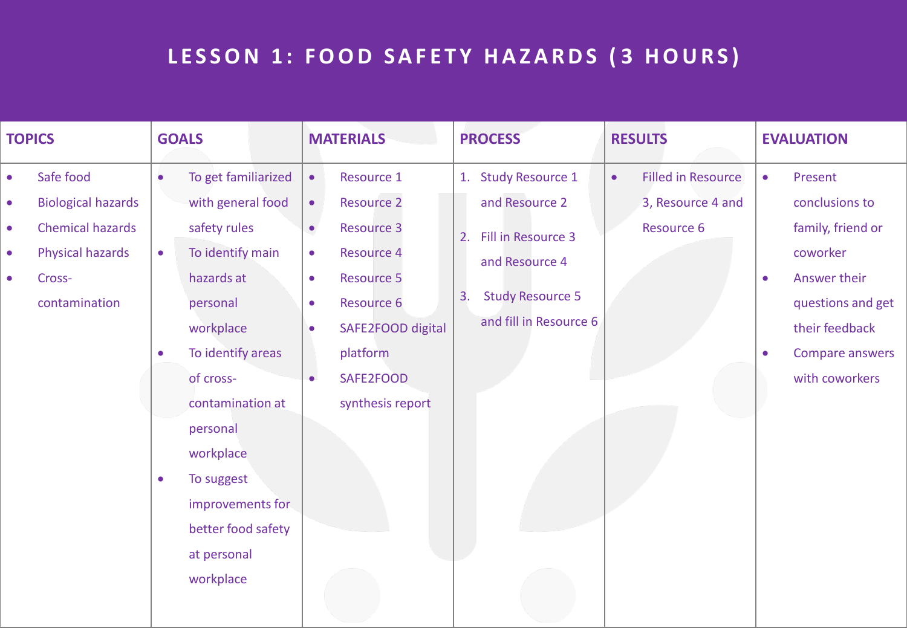# LESSON 1: FOOD SAFETY HAZARDS (3 HOURS)

| TOPICS | GOALS | MATERIALS | PROCESS | RESULTS | EVALUATION |
|---|---|---|---|---|---|
| • Safe food<br>• Biological hazards<br>• Chemical hazards<br>• Physical hazards<br>• Cross-contamination | • To get familiarized with general food safety rules<br>• To identify main hazards at personal workplace<br>• To identify areas of cross-contamination at personal workplace<br>• To suggest improvements for better food safety at personal workplace | • Resource 1<br>• Resource 2<br>• Resource 3<br>• Resource 4<br>• Resource 5<br>• Resource 6<br>• SAFE2FOOD digital platform<br>• SAFE2FOOD synthesis report | 1. Study Resource 1 and Resource 2<br>2. Fill in Resource 3 and Resource 4<br>3. Study Resource 5 and fill in Resource 6 | • Filled in Resource 3, Resource 4 and Resource 6 | • Present conclusions to family, friend or coworker<br>• Answer their questions and get their feedback<br>• Compare answers with coworkers |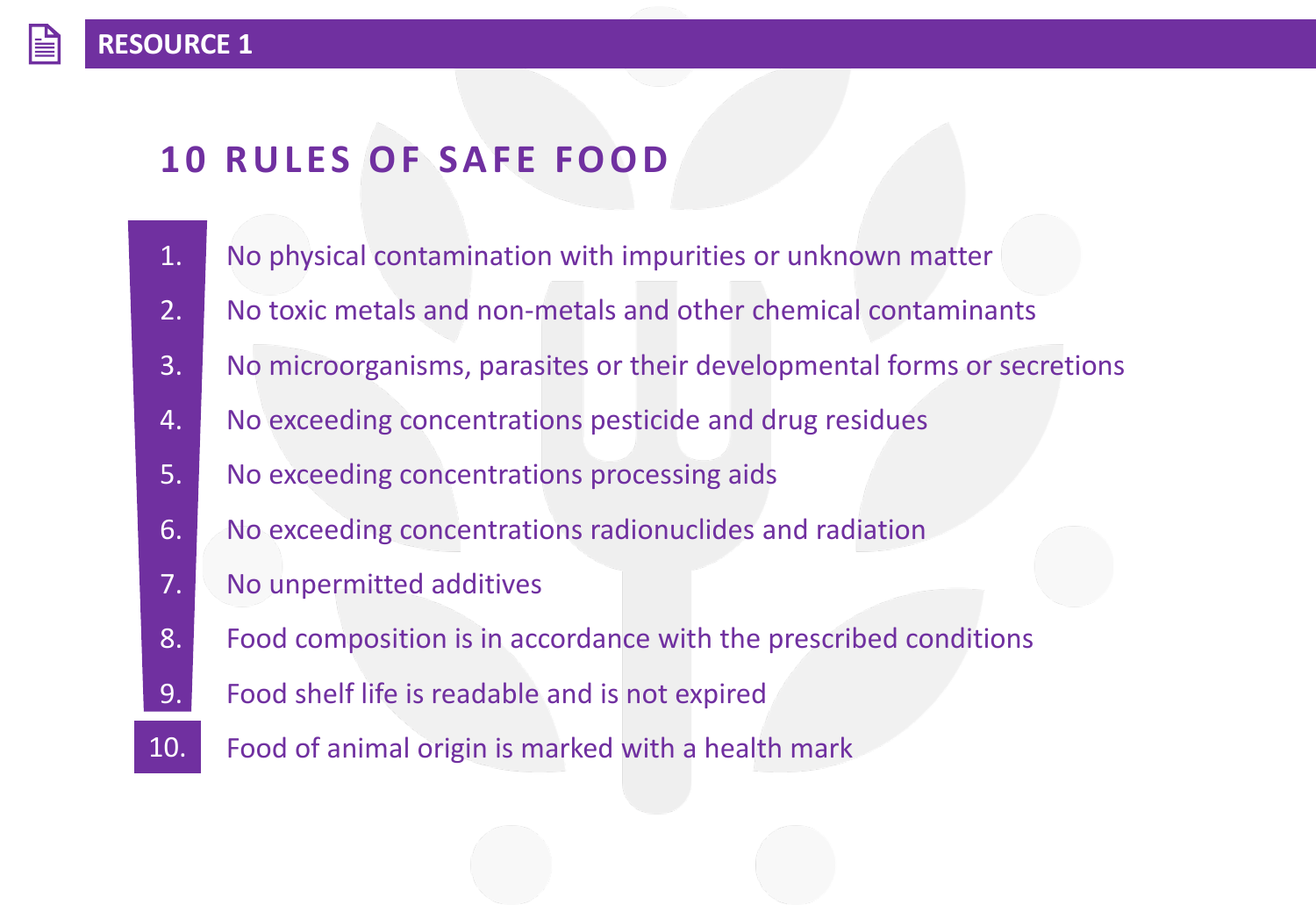**RESOURCE 1**

# 10 RULES OF SAFE FOOD

1. No physical contamination with impurities or unknown matter
2. No toxic metals and non-metals and other chemical contaminants
3. No microorganisms, parasites or their developmental forms or secretions
4. No exceeding concentrations pesticide and drug residues
5. No exceeding concentrations processing aids
6. No exceeding concentrations radionuclides and radiation
7. No unpermitted additives
8. Food composition is in accordance with the prescribed conditions
9. Food shelf life is readable and is not expired
10. Food of animal origin is marked with a health mark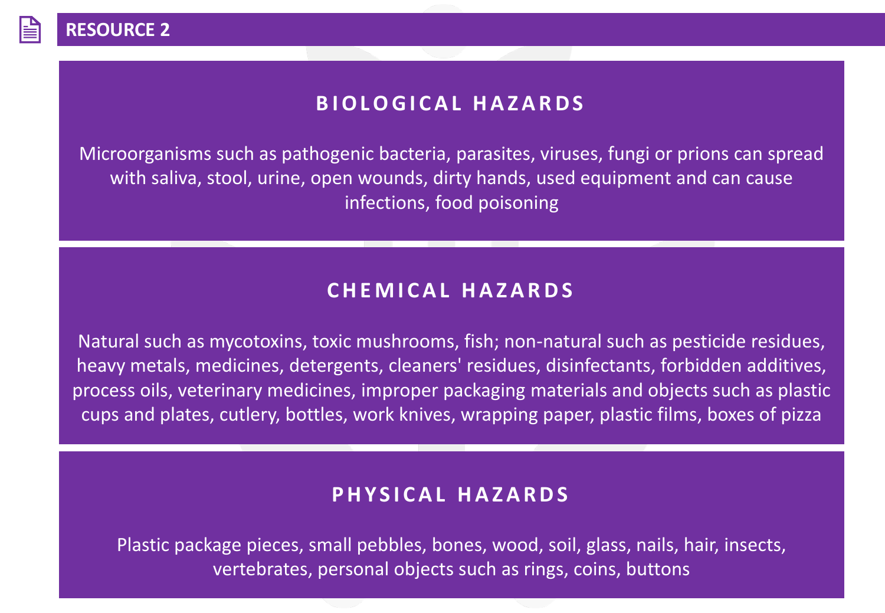## RESOURCE 2

### BIOLOGICAL HAZARDS

Microorganisms such as pathogenic bacteria, parasites, viruses, fungi or prions can spread with saliva, stool, urine, open wounds, dirty hands, used equipment and can cause infections, food poisoning

### CHEMICAL HAZARDS

Natural such as mycotoxins, toxic mushrooms, fish; non-natural such as pesticide residues, heavy metals, medicines, detergents, cleaners' residues, disinfectants, forbidden additives, process oils, veterinary medicines, improper packaging materials and objects such as plastic cups and plates, cutlery, bottles, work knives, wrapping paper, plastic films, boxes of pizza

### PHYSICAL HAZARDS

Plastic package pieces, small pebbles, bones, wood, soil, glass, nails, hair, insects, vertebrates, personal objects such as rings, coins, buttons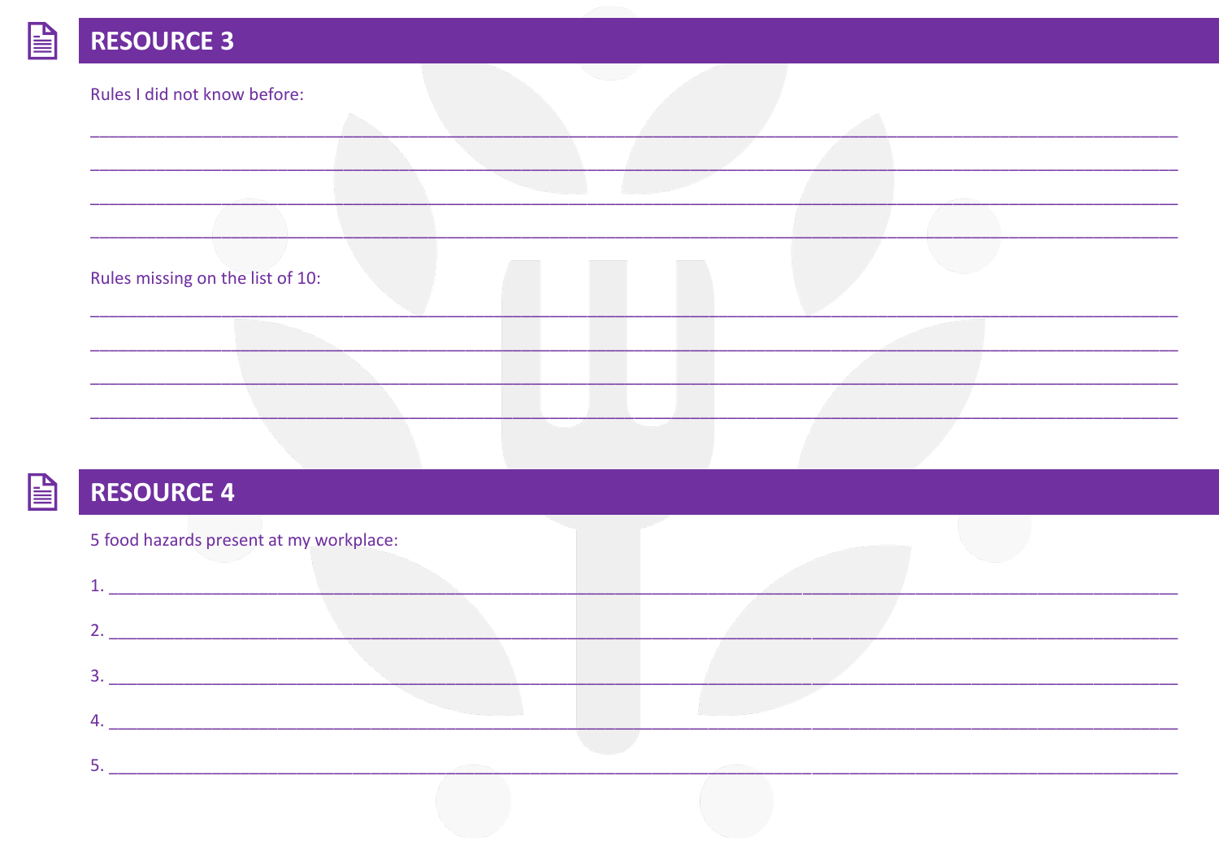## RESOURCE 3

Rules I did not know before:

______________________________________________________________________________________________________

______________________________________________________________________________________________________

______________________________________________________________________________________________________

______________________________________________________________________________________________________

Rules missing on the list of 10:

______________________________________________________________________________________________________

______________________________________________________________________________________________________

______________________________________________________________________________________________________

______________________________________________________________________________________________________

## RESOURCE 4

5 food hazards present at my workplace:

1. ___________________________________________________________________________________________________

2. ___________________________________________________________________________________________________

3. ___________________________________________________________________________________________________

4. ___________________________________________________________________________________________________

5. ___________________________________________________________________________________________________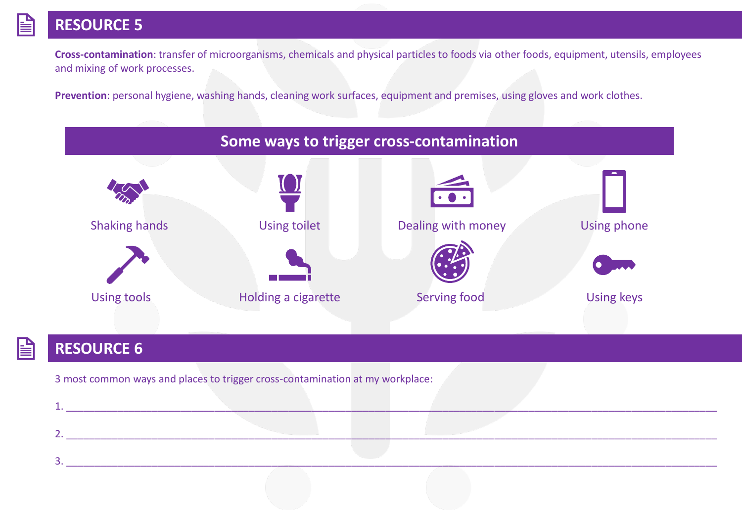## RESOURCE 5

**Cross-contamination**: transfer of microorganisms, chemicals and physical particles to foods via other foods, equipment, utensils, employees and mixing of work processes.

**Prevention**: personal hygiene, washing hands, cleaning work surfaces, equipment and premises, using gloves and work clothes.

### Some ways to trigger cross-contamination

- Shaking hands
- Using toilet
- Dealing with money
- Using phone
- Using tools
- Holding a cigarette
- Serving food
- Using keys

## RESOURCE 6

3 most common ways and places to trigger cross-contamination at my workplace:

1. ______________________________________________

2. ______________________________________________

3. ______________________________________________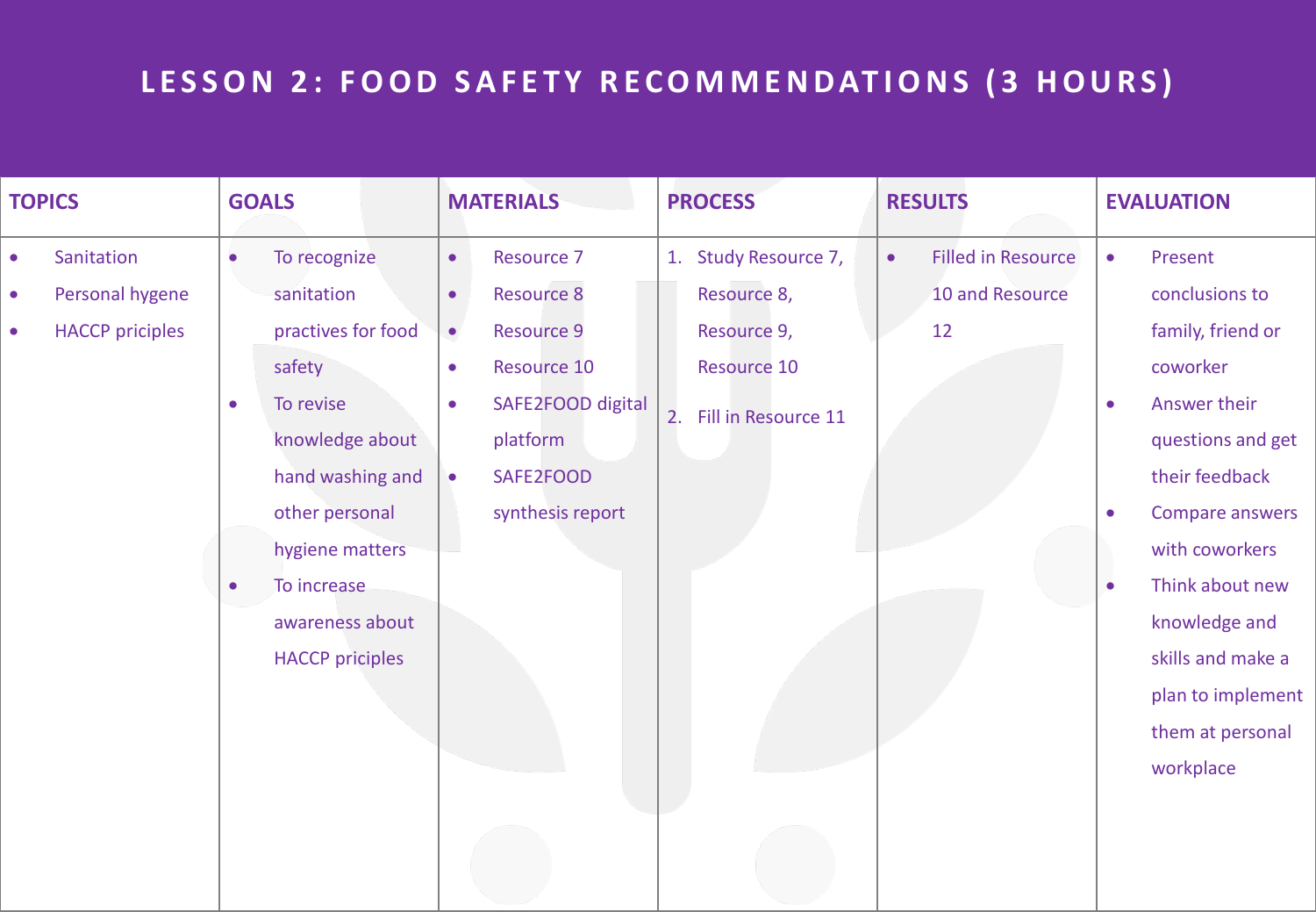# LESSON 2: FOOD SAFETY RECOMMENDATIONS (3 HOURS)

| TOPICS | GOALS | MATERIALS | PROCESS | RESULTS | EVALUATION |
|---|---|---|---|---|---|
| • Sanitation<br>• Personal hygene<br>• HACCP priciples | • To recognize sanitation practives for food safety<br>• To revise knowledge about hand washing and other personal hygiene matters<br>• To increase awareness about HACCP priciples | • Resource 7<br>• Resource 8<br>• Resource 9<br>• Resource 10<br>• SAFE2FOOD digital platform<br>• SAFE2FOOD synthesis report | 1. Study Resource 7, Resource 8, Resource 9, Resource 10<br>2. Fill in Resource 11 | • Filled in Resource 10 and Resource 12 | • Present conclusions to family, friend or coworker<br>• Answer their questions and get their feedback<br>• Compare answers with coworkers<br>• Think about new knowledge and skills and make a plan to implement them at personal workplace |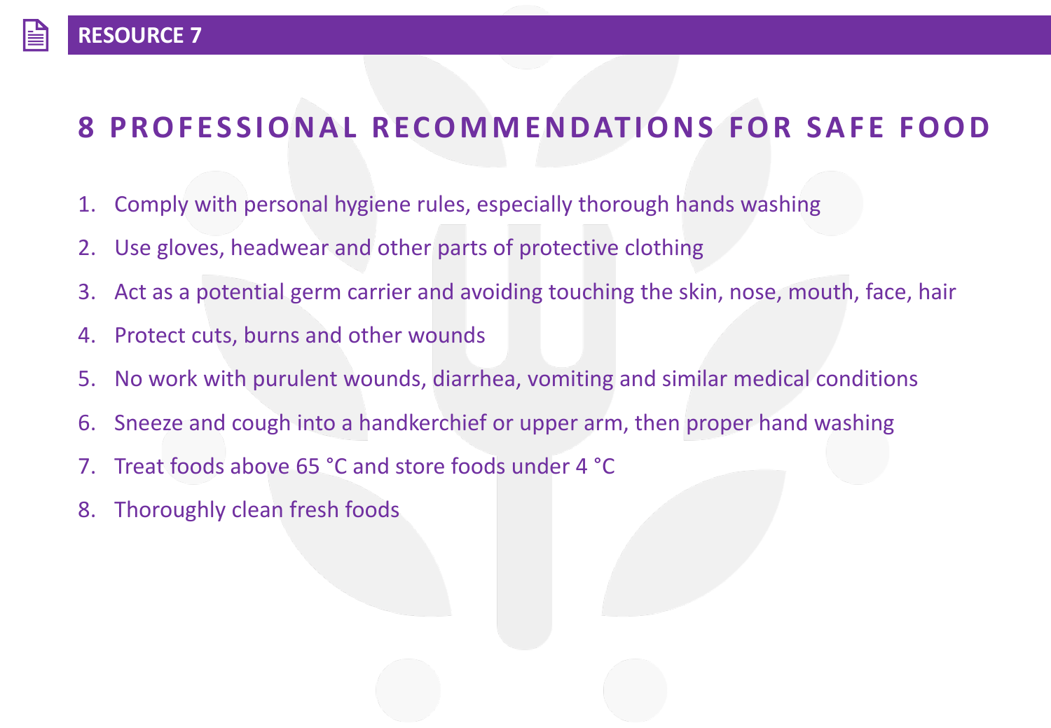RESOURCE 7

# 8 PROFESSIONAL RECOMMENDATIONS FOR SAFE FOOD

1. Comply with personal hygiene rules, especially thorough hands washing
2. Use gloves, headwear and other parts of protective clothing
3. Act as a potential germ carrier and avoiding touching the skin, nose, mouth, face, hair
4. Protect cuts, burns and other wounds
5. No work with purulent wounds, diarrhea, vomiting and similar medical conditions
6. Sneeze and cough into a handkerchief or upper arm, then proper hand washing
7. Treat foods above 65 °C and store foods under 4 °C
8. Thoroughly clean fresh foods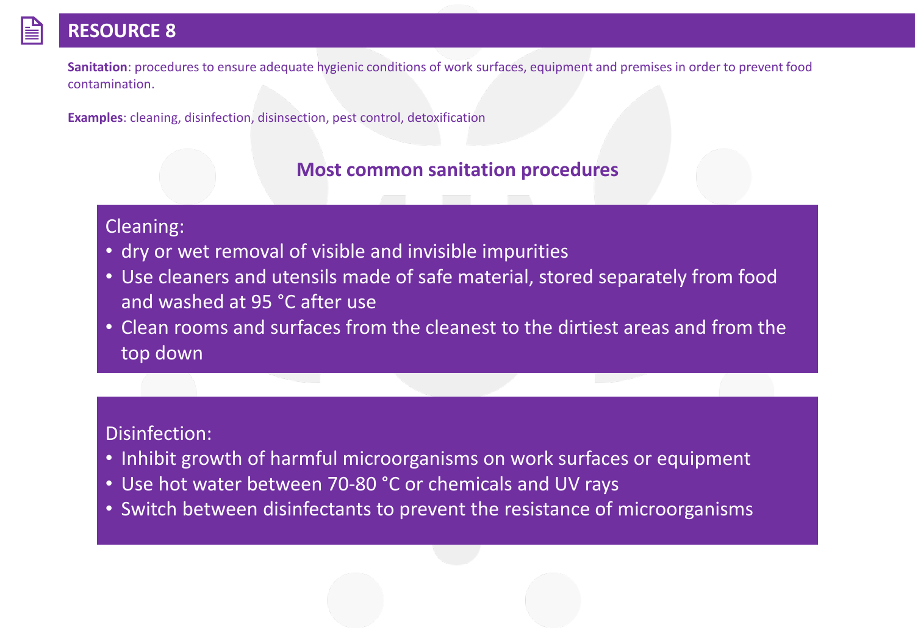# RESOURCE 8

**Sanitation**: procedures to ensure adequate hygienic conditions of work surfaces, equipment and premises in order to prevent food contamination.

**Examples**: cleaning, disinfection, disinsection, pest control, detoxification

## Most common sanitation procedures

Cleaning:

- dry or wet removal of visible and invisible impurities
- Use cleaners and utensils made of safe material, stored separately from food and washed at 95 °C after use
- Clean rooms and surfaces from the cleanest to the dirtiest areas and from the top down

Disinfection:

- Inhibit growth of harmful microorganisms on work surfaces or equipment
- Use hot water between 70-80 °C or chemicals and UV rays
- Switch between disinfectants to prevent the resistance of microorganisms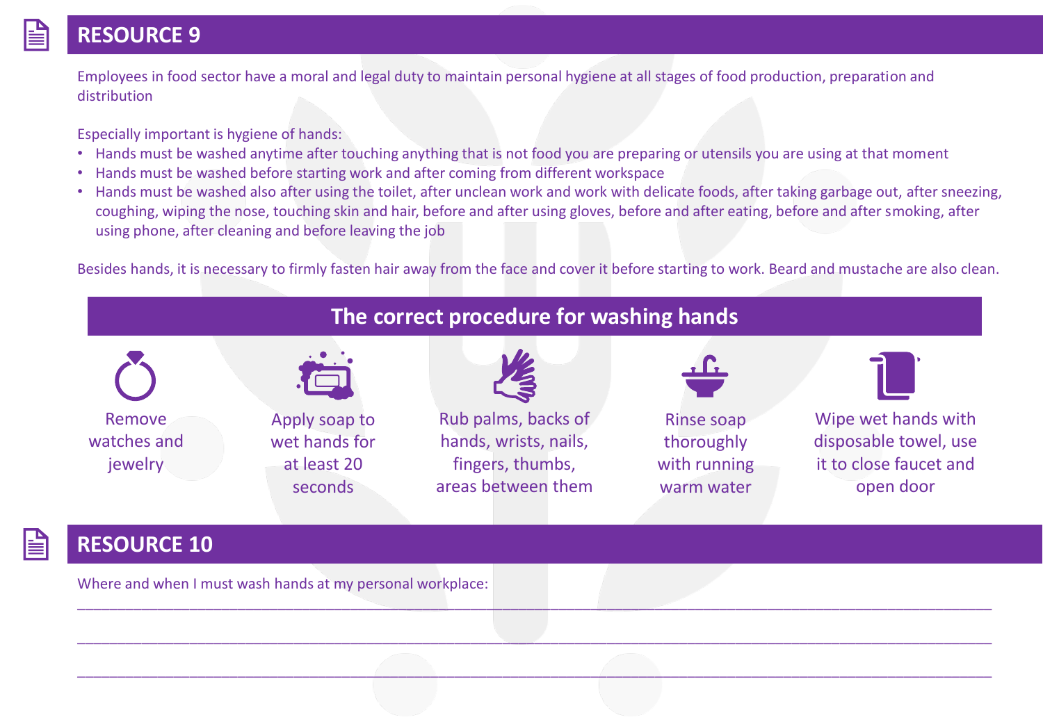# RESOURCE 9

Employees in food sector have a moral and legal duty to maintain personal hygiene at all stages of food production, preparation and distribution

Especially important is hygiene of hands:

- Hands must be washed anytime after touching anything that is not food you are preparing or utensils you are using at that moment
- Hands must be washed before starting work and after coming from different workspace
- Hands must be washed also after using the toilet, after unclean work and work with delicate foods, after taking garbage out, after sneezing, coughing, wiping the nose, touching skin and hair, before and after using gloves, before and after eating, before and after smoking, after using phone, after cleaning and before leaving the job

Besides hands, it is necessary to firmly fasten hair away from the face and cover it before starting to work. Beard and mustache are also clean.

## The correct procedure for washing hands

1. Remove watches and jewelry
2. Apply soap to wet hands for at least 20 seconds
3. Rub palms, backs of hands, wrists, nails, fingers, thumbs, areas between them
4. Rinse soap thoroughly with running warm water
5. Wipe wet hands with disposable towel, use it to close faucet and open door

# RESOURCE 10

Where and when I must wash hands at my personal workplace:

\_\_\_\_\_\_\_\_\_\_\_\_\_\_\_\_\_\_\_\_\_\_\_\_\_\_\_\_\_\_\_\_\_\_\_\_\_\_\_\_\_\_\_\_\_\_\_\_\_\_\_\_\_\_\_\_\_\_\_\_\_\_\_\_\_\_\_\_\_\_\_\_\_\_\_\_\_\_

\_\_\_\_\_\_\_\_\_\_\_\_\_\_\_\_\_\_\_\_\_\_\_\_\_\_\_\_\_\_\_\_\_\_\_\_\_\_\_\_\_\_\_\_\_\_\_\_\_\_\_\_\_\_\_\_\_\_\_\_\_\_\_\_\_\_\_\_\_\_\_\_\_\_\_\_\_\_

\_\_\_\_\_\_\_\_\_\_\_\_\_\_\_\_\_\_\_\_\_\_\_\_\_\_\_\_\_\_\_\_\_\_\_\_\_\_\_\_\_\_\_\_\_\_\_\_\_\_\_\_\_\_\_\_\_\_\_\_\_\_\_\_\_\_\_\_\_\_\_\_\_\_\_\_\_\_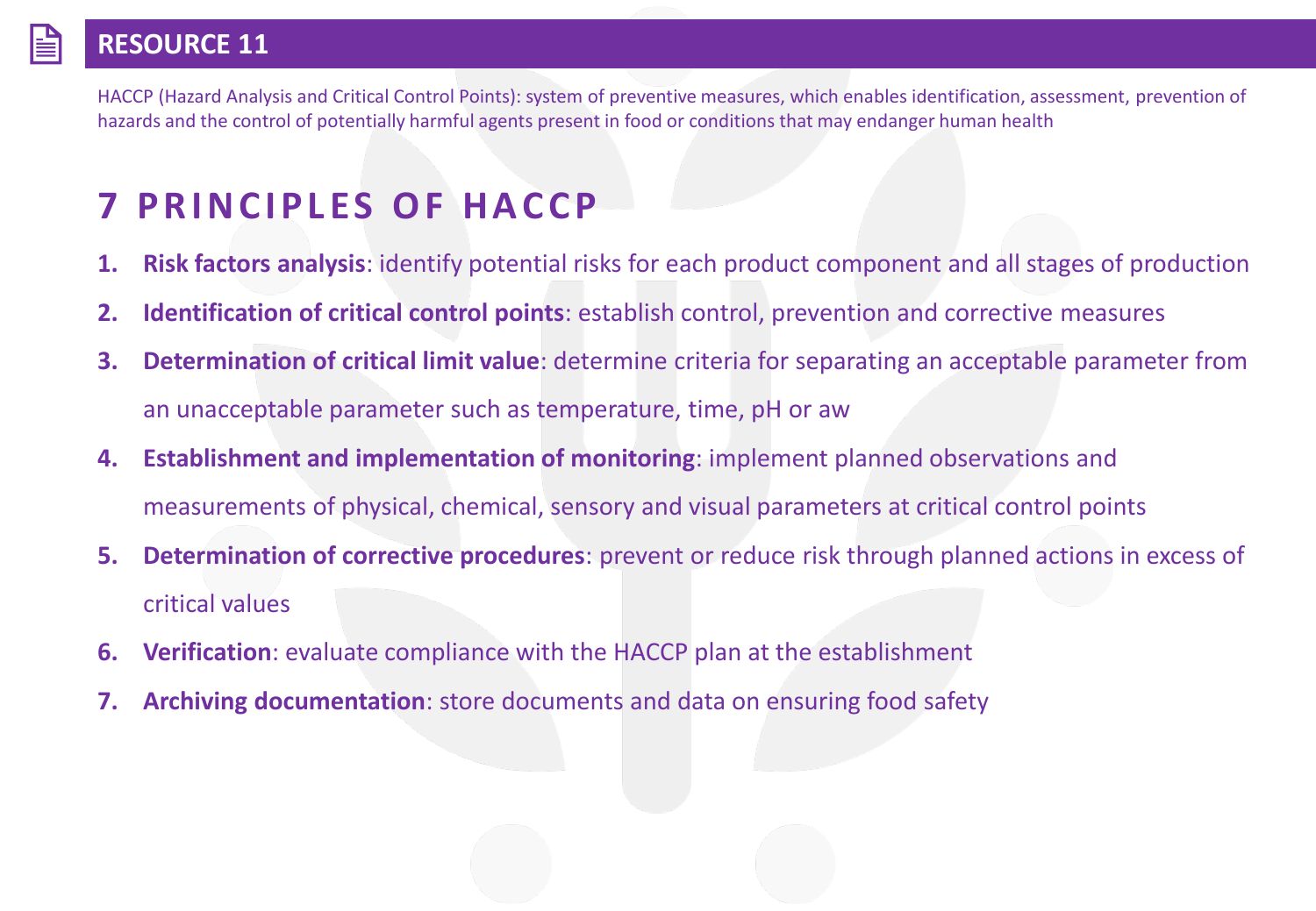## RESOURCE 11

HACCP (Hazard Analysis and Critical Control Points): system of preventive measures, which enables identification, assessment, prevention of hazards and the control of potentially harmful agents present in food or conditions that may endanger human health

# 7 PRINCIPLES OF HACCP

1. **Risk factors analysis**: identify potential risks for each product component and all stages of production
2. **Identification of critical control points**: establish control, prevention and corrective measures
3. **Determination of critical limit value**: determine criteria for separating an acceptable parameter from an unacceptable parameter such as temperature, time, pH or aw
4. **Establishment and implementation of monitoring**: implement planned observations and measurements of physical, chemical, sensory and visual parameters at critical control points
5. **Determination of corrective procedures**: prevent or reduce risk through planned actions in excess of critical values
6. **Verification**: evaluate compliance with the HACCP plan at the establishment
7. **Archiving documentation**: store documents and data on ensuring food safety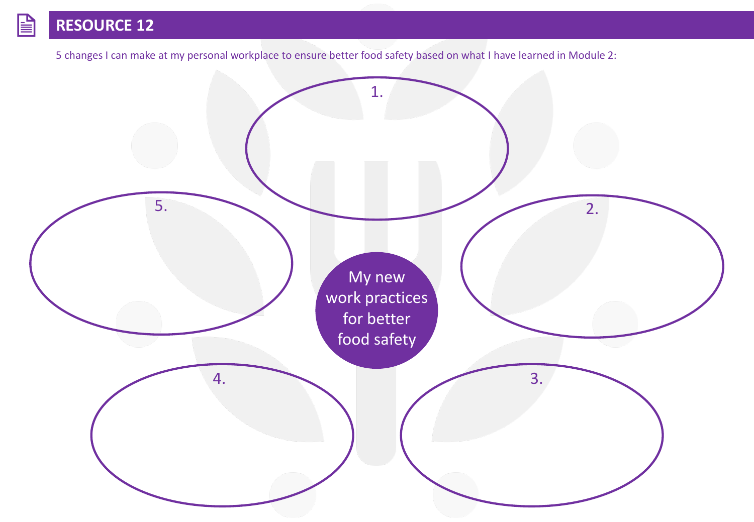# RESOURCE 12

5 changes I can make at my personal workplace to ensure better food safety based on what I have learned in Module 2:

My new work practices for better food safety

1.

2.

3.

4.

5.